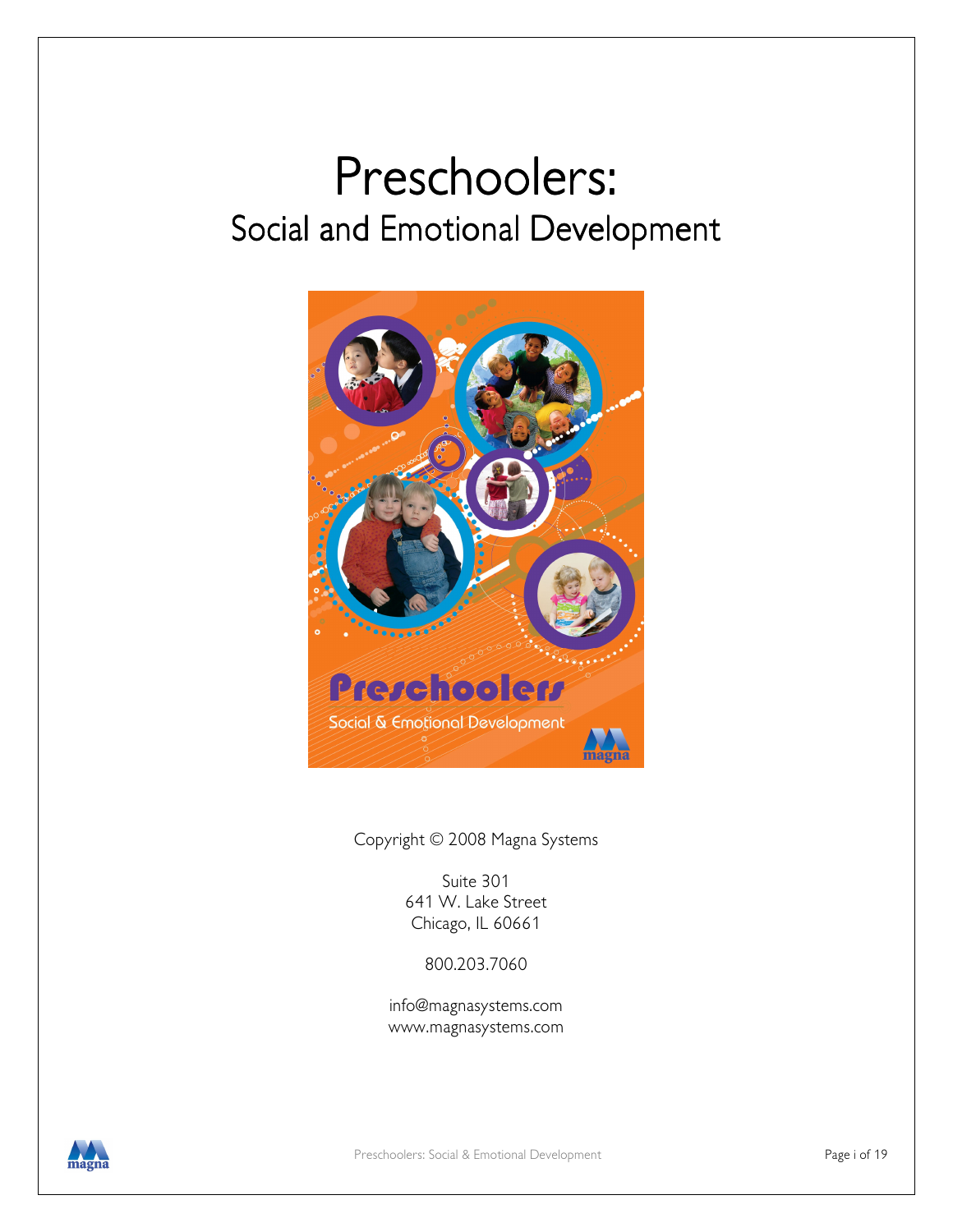# Preschoolers:

## Social and Emotional Development

Copyright © 2008 Magna Systems

Suite 301
641 W. Lake Street
Chicago, IL 60661

800.203.7060

info@magnasystems.com
www.magnasystems.com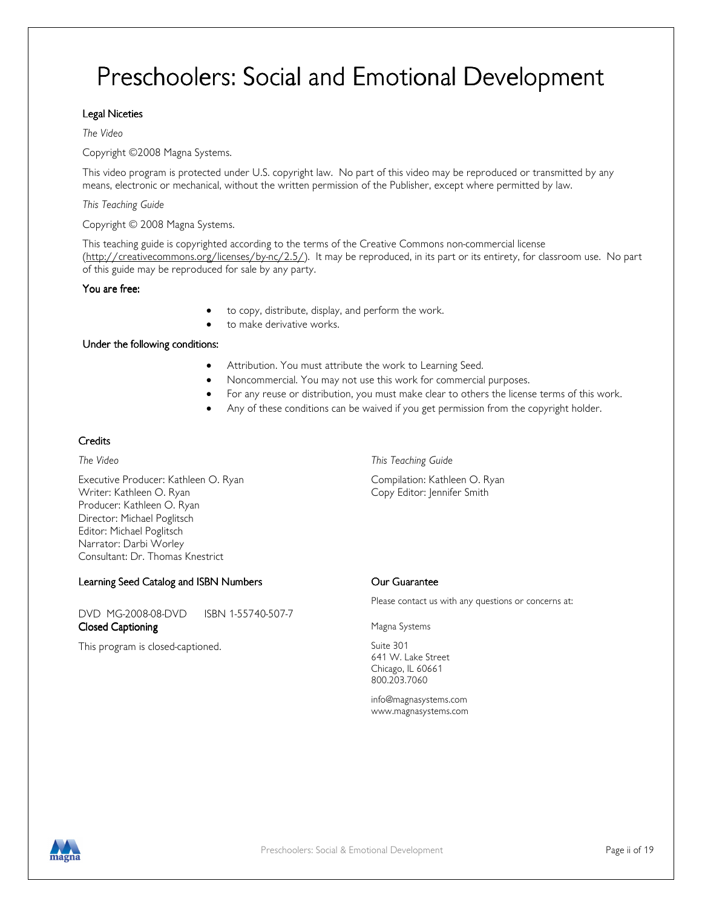# Preschoolers: Social and Emotional Development

### Legal Niceties

*The Video*

Copyright ©2008 Magna Systems.

This video program is protected under U.S. copyright law. No part of this video may be reproduced or transmitted by any means, electronic or mechanical, without the written permission of the Publisher, except where permitted by law.

*This Teaching Guide*

Copyright © 2008 Magna Systems.

This teaching guide is copyrighted according to the terms of the Creative Commons non-commercial license (http://creativecommons.org/licenses/by-nc/2.5/). It may be reproduced, in its part or its entirety, for classroom use. No part of this guide may be reproduced for sale by any party.

### You are free:

- to copy, distribute, display, and perform the work.
- to make derivative works.

### Under the following conditions:

- Attribution. You must attribute the work to Learning Seed.
- Noncommercial. You may not use this work for commercial purposes.
- For any reuse or distribution, you must make clear to others the license terms of this work.
- Any of these conditions can be waived if you get permission from the copyright holder.

### Credits

*The Video*

Executive Producer: Kathleen O. Ryan
Writer: Kathleen O. Ryan
Producer: Kathleen O. Ryan
Director: Michael Poglitsch
Editor: Michael Poglitsch
Narrator: Darbi Worley
Consultant: Dr. Thomas Knestrict

*This Teaching Guide*

Compilation: Kathleen O. Ryan
Copy Editor: Jennifer Smith

### Learning Seed Catalog and ISBN Numbers

DVD MG-2008-08-DVD ISBN 1-55740-507-7

### Closed Captioning

This program is closed-captioned.

### Our Guarantee

Please contact us with any questions or concerns at:

Magna Systems

Suite 301
641 W. Lake Street
Chicago, IL 60661
800.203.7060

info@magnasystems.com
www.magnasystems.com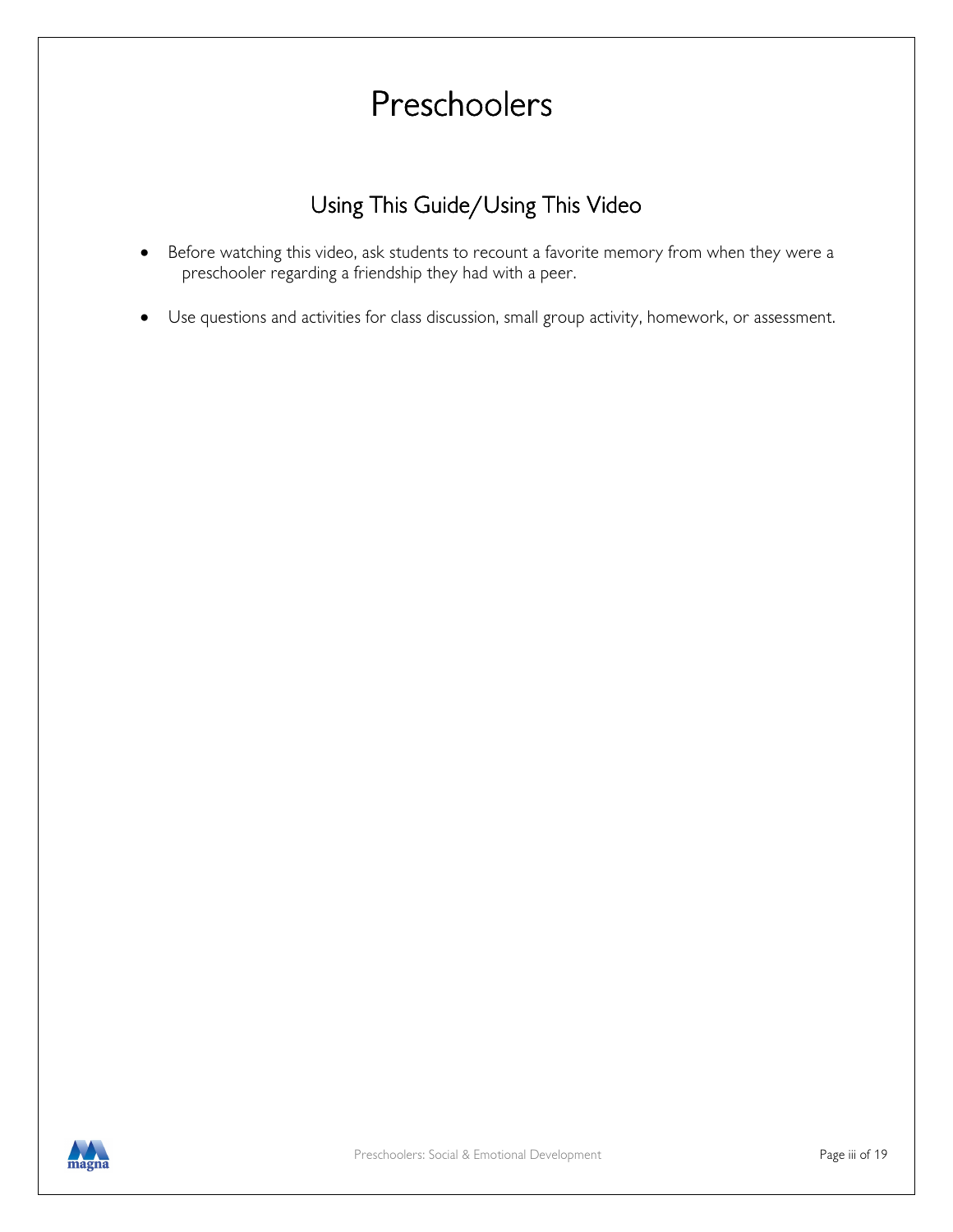# Preschoolers

## Using This Guide/Using This Video

- Before watching this video, ask students to recount a favorite memory from when they were a preschooler regarding a friendship they had with a peer.
- Use questions and activities for class discussion, small group activity, homework, or assessment.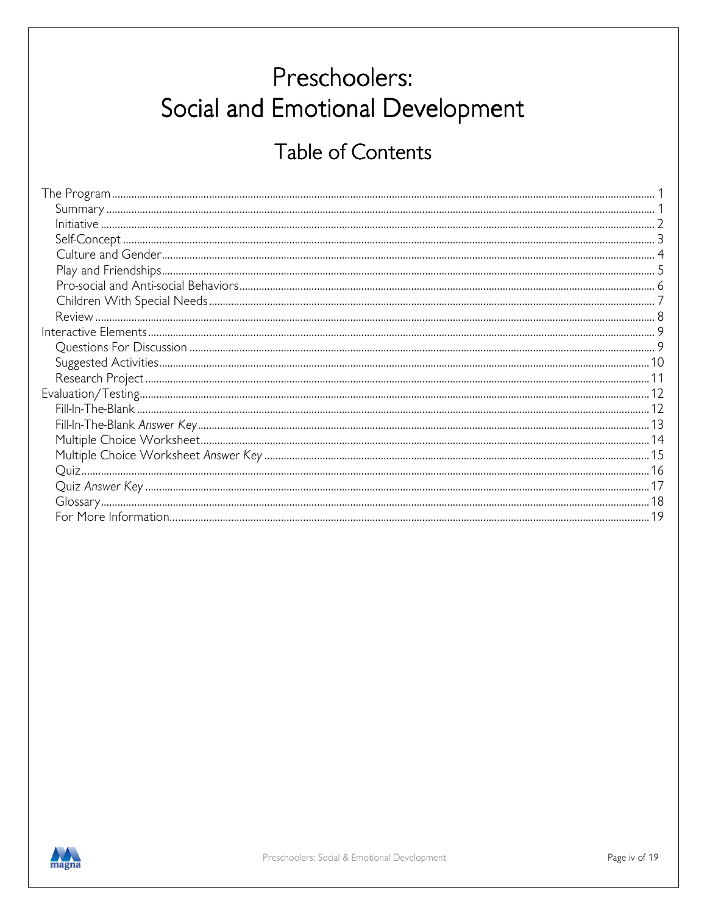# Preschoolers: Social and Emotional Development

## Table of Contents

- The Program ........ 1
  - Summary ........ 1
  - Initiative ........ 2
  - Self-Concept ........ 3
  - Culture and Gender ........ 4
  - Play and Friendships ........ 5
  - Pro-social and Anti-social Behaviors ........ 6
  - Children With Special Needs ........ 7
  - Review ........ 8
- Interactive Elements ........ 9
  - Questions For Discussion ........ 9
  - Suggested Activities ........ 10
  - Research Project ........ 11
- Evaluation/Testing ........ 12
  - Fill-In-The-Blank ........ 12
  - Fill-In-The-Blank *Answer Key* ........ 13
  - Multiple Choice Worksheet ........ 14
  - Multiple Choice Worksheet *Answer Key* ........ 15
  - Quiz ........ 16
  - Quiz *Answer Key* ........ 17
  - Glossary ........ 18
  - For More Information ........ 19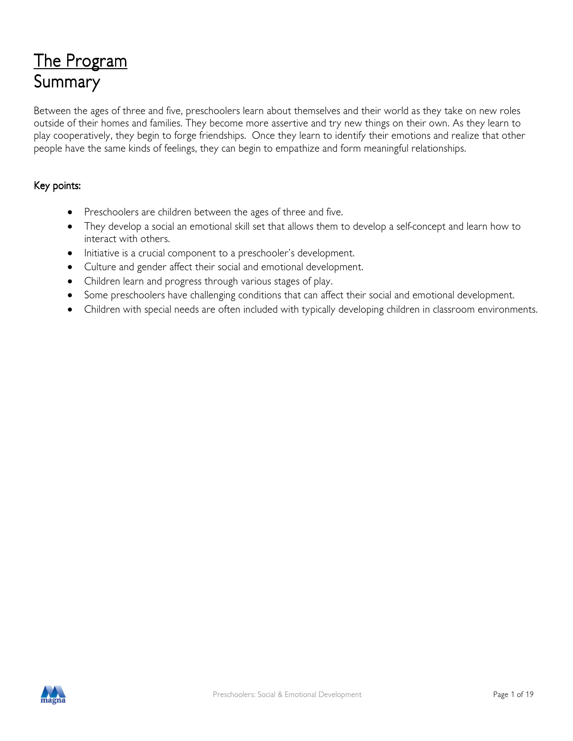# The Program

## Summary

Between the ages of three and five, preschoolers learn about themselves and their world as they take on new roles outside of their homes and families. They become more assertive and try new things on their own. As they learn to play cooperatively, they begin to forge friendships. Once they learn to identify their emotions and realize that other people have the same kinds of feelings, they can begin to empathize and form meaningful relationships.

### Key points:

- Preschoolers are children between the ages of three and five.
- They develop a social an emotional skill set that allows them to develop a self-concept and learn how to interact with others.
- Initiative is a crucial component to a preschooler's development.
- Culture and gender affect their social and emotional development.
- Children learn and progress through various stages of play.
- Some preschoolers have challenging conditions that can affect their social and emotional development.
- Children with special needs are often included with typically developing children in classroom environments.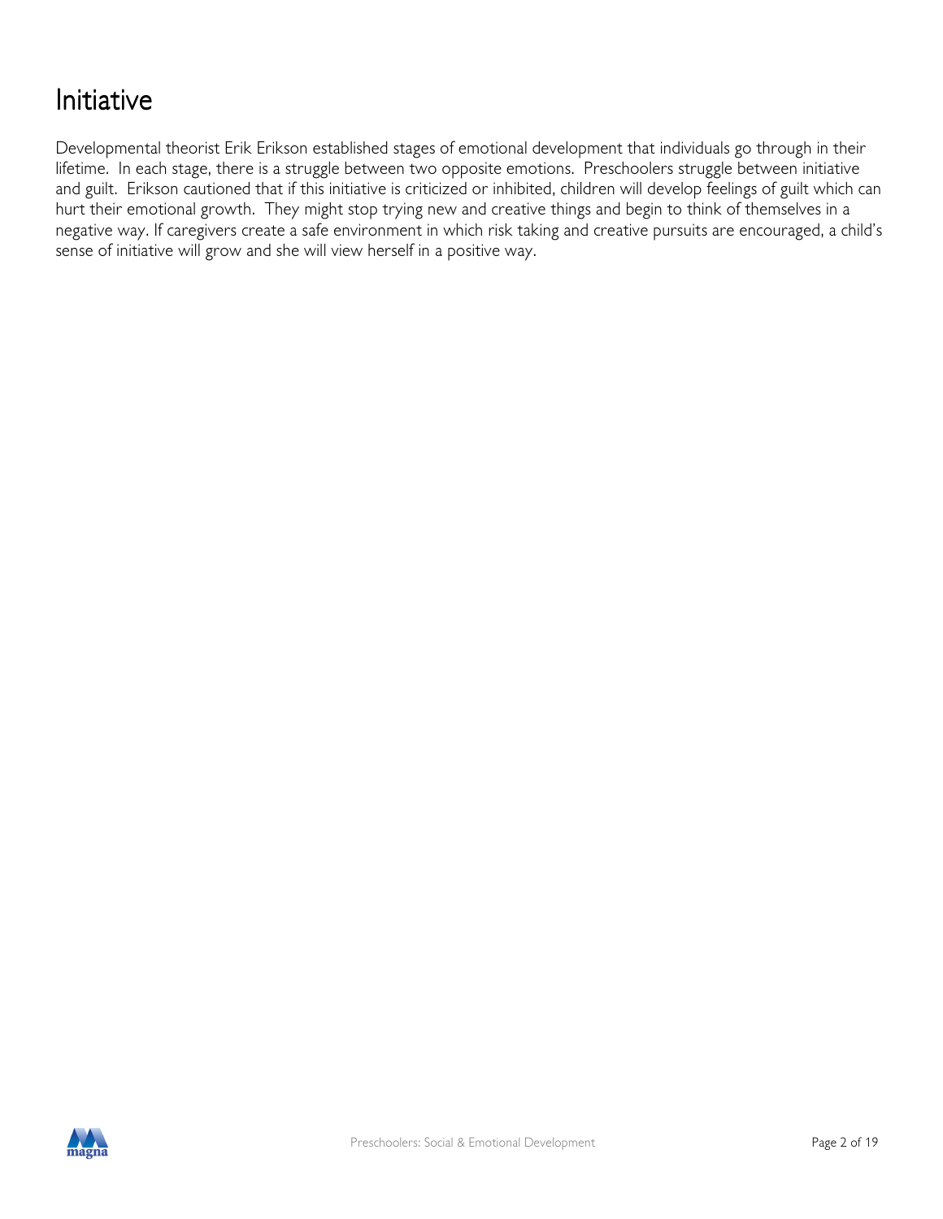# Initiative

Developmental theorist Erik Erikson established stages of emotional development that individuals go through in their lifetime. In each stage, there is a struggle between two opposite emotions. Preschoolers struggle between initiative and guilt. Erikson cautioned that if this initiative is criticized or inhibited, children will develop feelings of guilt which can hurt their emotional growth. They might stop trying new and creative things and begin to think of themselves in a negative way. If caregivers create a safe environment in which risk taking and creative pursuits are encouraged, a child's sense of initiative will grow and she will view herself in a positive way.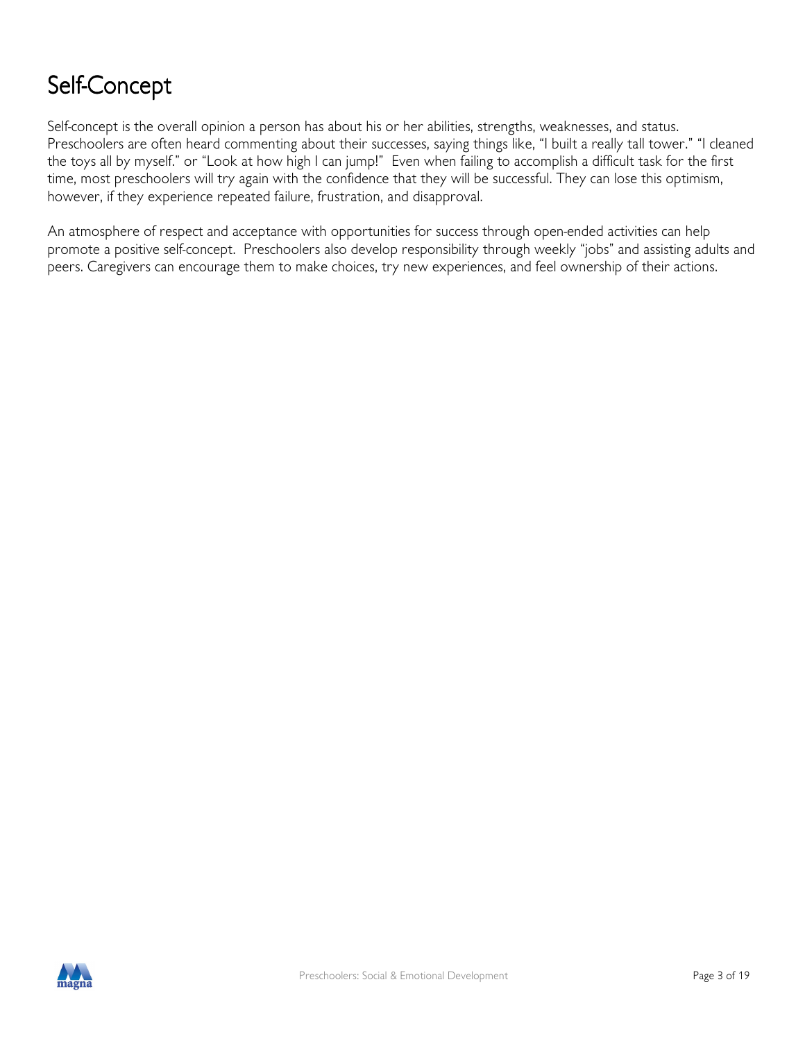# Self-Concept

Self-concept is the overall opinion a person has about his or her abilities, strengths, weaknesses, and status. Preschoolers are often heard commenting about their successes, saying things like, "I built a really tall tower." "I cleaned the toys all by myself." or "Look at how high I can jump!" Even when failing to accomplish a difficult task for the first time, most preschoolers will try again with the confidence that they will be successful. They can lose this optimism, however, if they experience repeated failure, frustration, and disapproval.

An atmosphere of respect and acceptance with opportunities for success through open-ended activities can help promote a positive self-concept. Preschoolers also develop responsibility through weekly "jobs" and assisting adults and peers. Caregivers can encourage them to make choices, try new experiences, and feel ownership of their actions.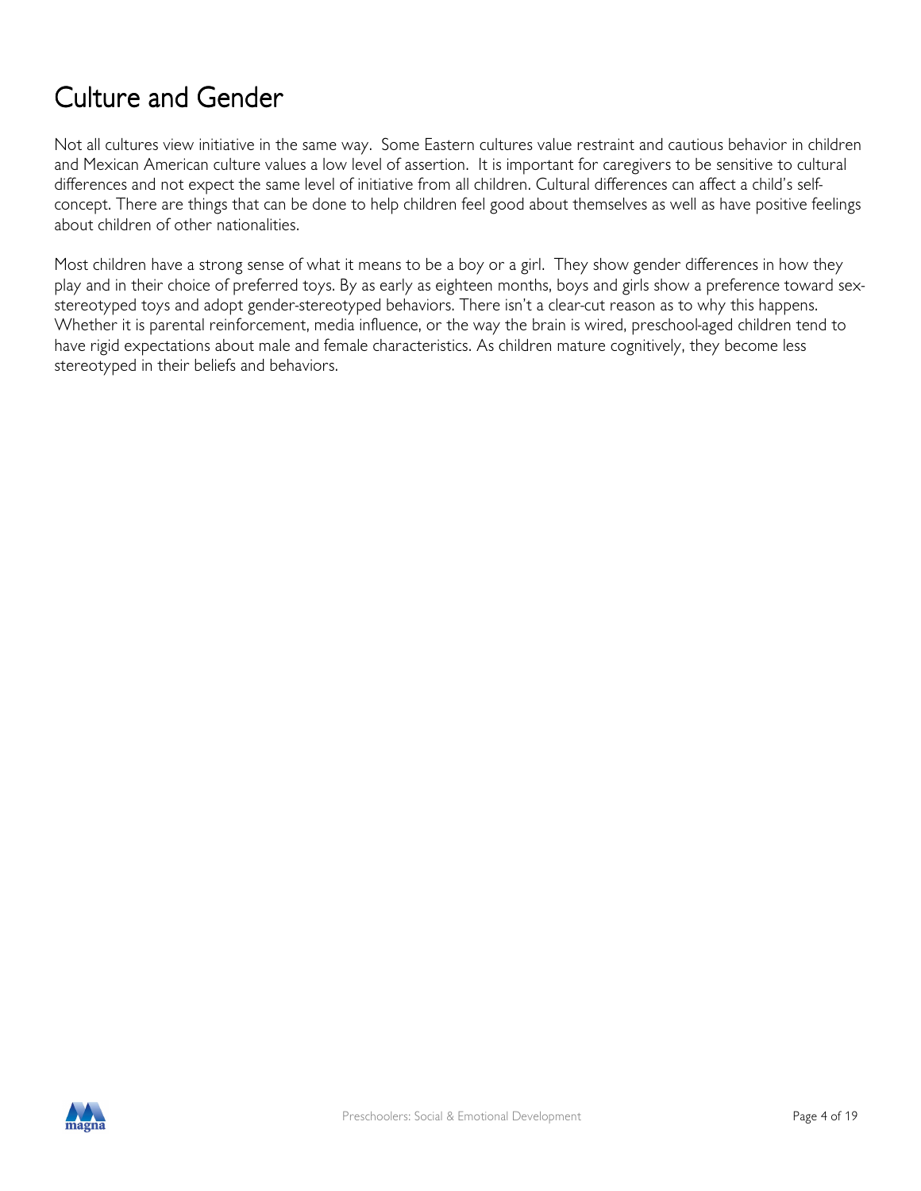# Culture and Gender

Not all cultures view initiative in the same way. Some Eastern cultures value restraint and cautious behavior in children and Mexican American culture values a low level of assertion. It is important for caregivers to be sensitive to cultural differences and not expect the same level of initiative from all children. Cultural differences can affect a child's self-concept. There are things that can be done to help children feel good about themselves as well as have positive feelings about children of other nationalities.

Most children have a strong sense of what it means to be a boy or a girl. They show gender differences in how they play and in their choice of preferred toys. By as early as eighteen months, boys and girls show a preference toward sex-stereotyped toys and adopt gender-stereotyped behaviors. There isn't a clear-cut reason as to why this happens. Whether it is parental reinforcement, media influence, or the way the brain is wired, preschool-aged children tend to have rigid expectations about male and female characteristics. As children mature cognitively, they become less stereotyped in their beliefs and behaviors.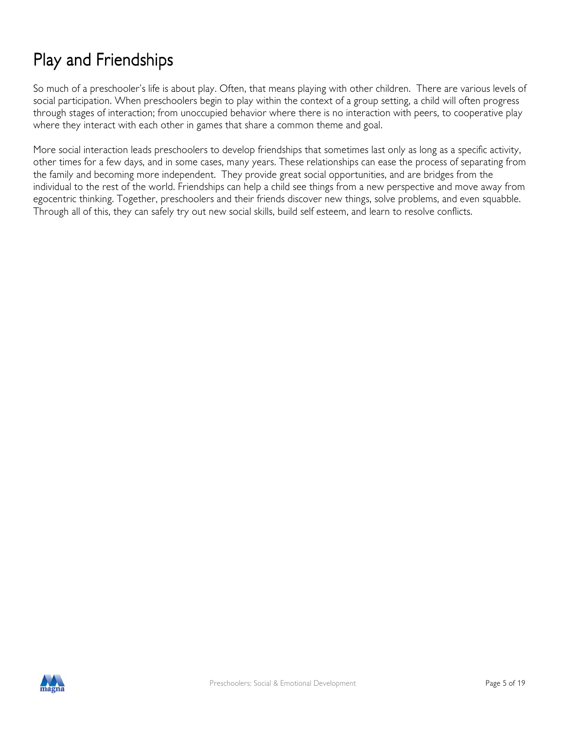# Play and Friendships

So much of a preschooler's life is about play. Often, that means playing with other children. There are various levels of social participation. When preschoolers begin to play within the context of a group setting, a child will often progress through stages of interaction; from unoccupied behavior where there is no interaction with peers, to cooperative play where they interact with each other in games that share a common theme and goal.

More social interaction leads preschoolers to develop friendships that sometimes last only as long as a specific activity, other times for a few days, and in some cases, many years. These relationships can ease the process of separating from the family and becoming more independent. They provide great social opportunities, and are bridges from the individual to the rest of the world. Friendships can help a child see things from a new perspective and move away from egocentric thinking. Together, preschoolers and their friends discover new things, solve problems, and even squabble. Through all of this, they can safely try out new social skills, build self esteem, and learn to resolve conflicts.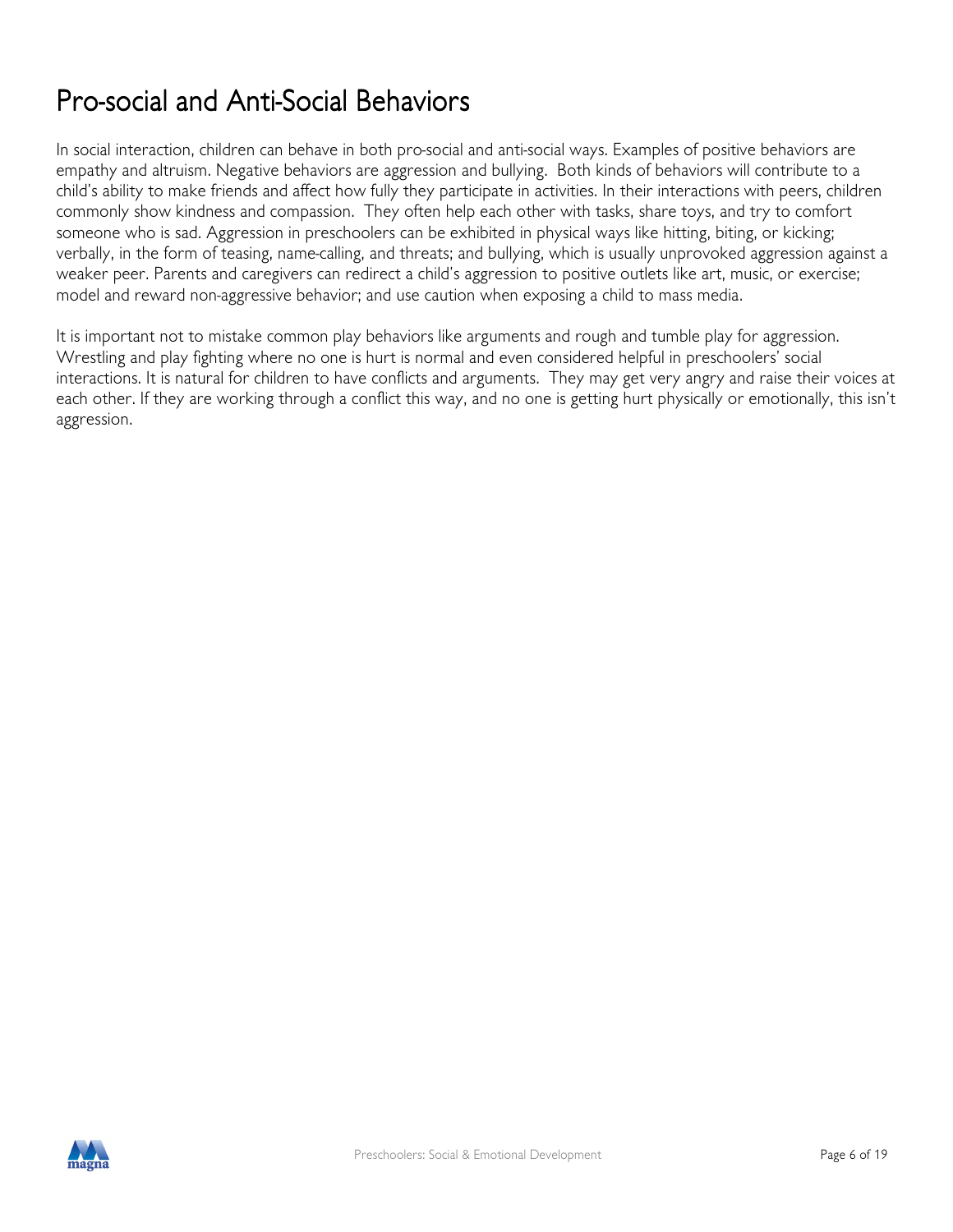# Pro-social and Anti-Social Behaviors

In social interaction, children can behave in both pro-social and anti-social ways. Examples of positive behaviors are empathy and altruism. Negative behaviors are aggression and bullying. Both kinds of behaviors will contribute to a child's ability to make friends and affect how fully they participate in activities. In their interactions with peers, children commonly show kindness and compassion. They often help each other with tasks, share toys, and try to comfort someone who is sad. Aggression in preschoolers can be exhibited in physical ways like hitting, biting, or kicking; verbally, in the form of teasing, name-calling, and threats; and bullying, which is usually unprovoked aggression against a weaker peer. Parents and caregivers can redirect a child's aggression to positive outlets like art, music, or exercise; model and reward non-aggressive behavior; and use caution when exposing a child to mass media.

It is important not to mistake common play behaviors like arguments and rough and tumble play for aggression. Wrestling and play fighting where no one is hurt is normal and even considered helpful in preschoolers' social interactions. It is natural for children to have conflicts and arguments. They may get very angry and raise their voices at each other. If they are working through a conflict this way, and no one is getting hurt physically or emotionally, this isn't aggression.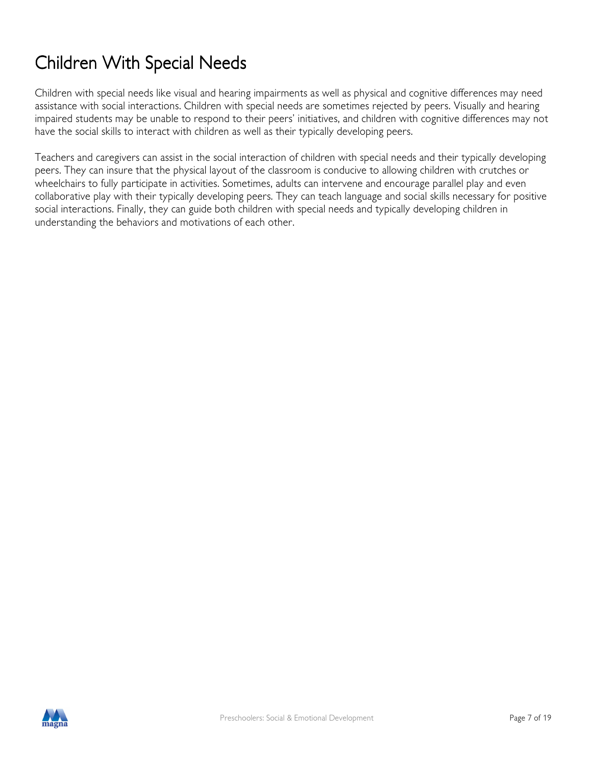# Children With Special Needs

Children with special needs like visual and hearing impairments as well as physical and cognitive differences may need assistance with social interactions. Children with special needs are sometimes rejected by peers. Visually and hearing impaired students may be unable to respond to their peers' initiatives, and children with cognitive differences may not have the social skills to interact with children as well as their typically developing peers.

Teachers and caregivers can assist in the social interaction of children with special needs and their typically developing peers. They can insure that the physical layout of the classroom is conducive to allowing children with crutches or wheelchairs to fully participate in activities. Sometimes, adults can intervene and encourage parallel play and even collaborative play with their typically developing peers. They can teach language and social skills necessary for positive social interactions. Finally, they can guide both children with special needs and typically developing children in understanding the behaviors and motivations of each other.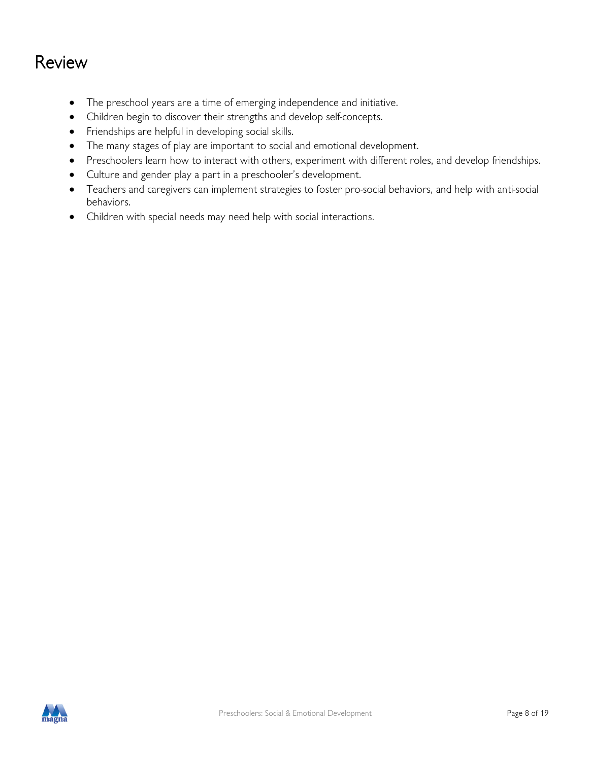# Review

- The preschool years are a time of emerging independence and initiative.
- Children begin to discover their strengths and develop self-concepts.
- Friendships are helpful in developing social skills.
- The many stages of play are important to social and emotional development.
- Preschoolers learn how to interact with others, experiment with different roles, and develop friendships.
- Culture and gender play a part in a preschooler's development.
- Teachers and caregivers can implement strategies to foster pro-social behaviors, and help with anti-social behaviors.
- Children with special needs may need help with social interactions.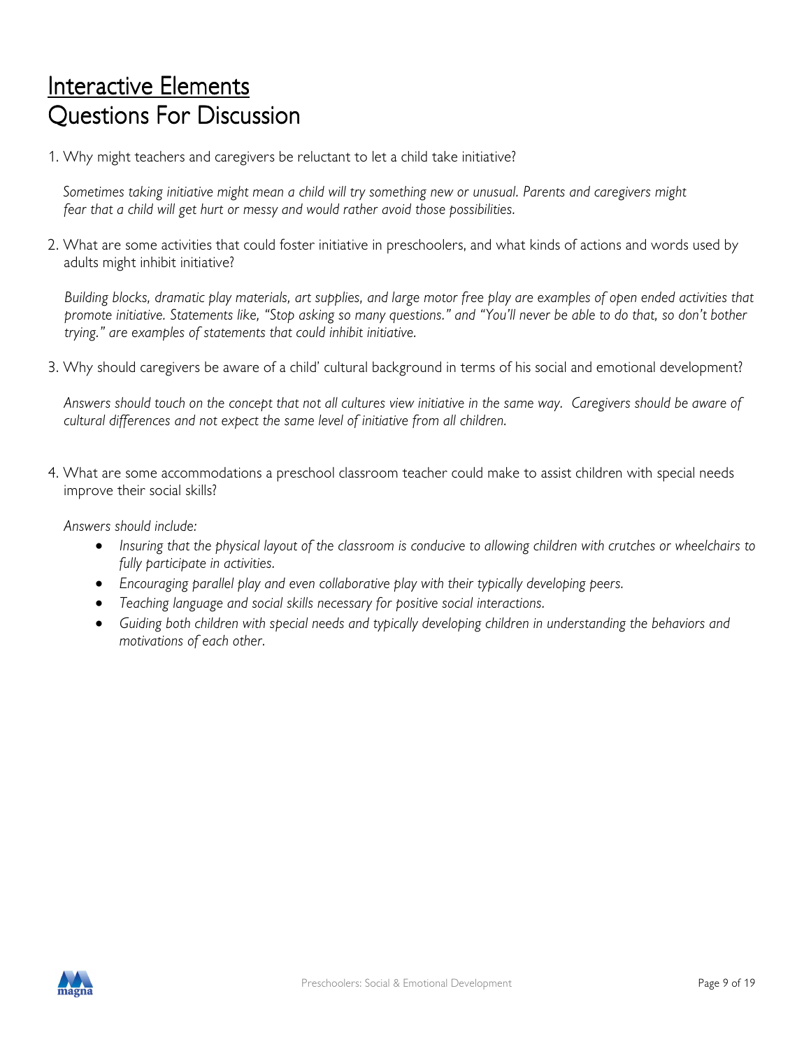# Interactive Elements
# Questions For Discussion

1. Why might teachers and caregivers be reluctant to let a child take initiative?

   *Sometimes taking initiative might mean a child will try something new or unusual. Parents and caregivers might fear that a child will get hurt or messy and would rather avoid those possibilities.*

2. What are some activities that could foster initiative in preschoolers, and what kinds of actions and words used by adults might inhibit initiative?

   *Building blocks, dramatic play materials, art supplies, and large motor free play are examples of open ended activities that promote initiative. Statements like, "Stop asking so many questions." and "You'll never be able to do that, so don't bother trying." are examples of statements that could inhibit initiative.*

3. Why should caregivers be aware of a child' cultural background in terms of his social and emotional development?

   *Answers should touch on the concept that not all cultures view initiative in the same way. Caregivers should be aware of cultural differences and not expect the same level of initiative from all children.*

4. What are some accommodations a preschool classroom teacher could make to assist children with special needs improve their social skills?

   *Answers should include:*

   - *Insuring that the physical layout of the classroom is conducive to allowing children with crutches or wheelchairs to fully participate in activities.*
   - *Encouraging parallel play and even collaborative play with their typically developing peers.*
   - *Teaching language and social skills necessary for positive social interactions.*
   - *Guiding both children with special needs and typically developing children in understanding the behaviors and motivations of each other.*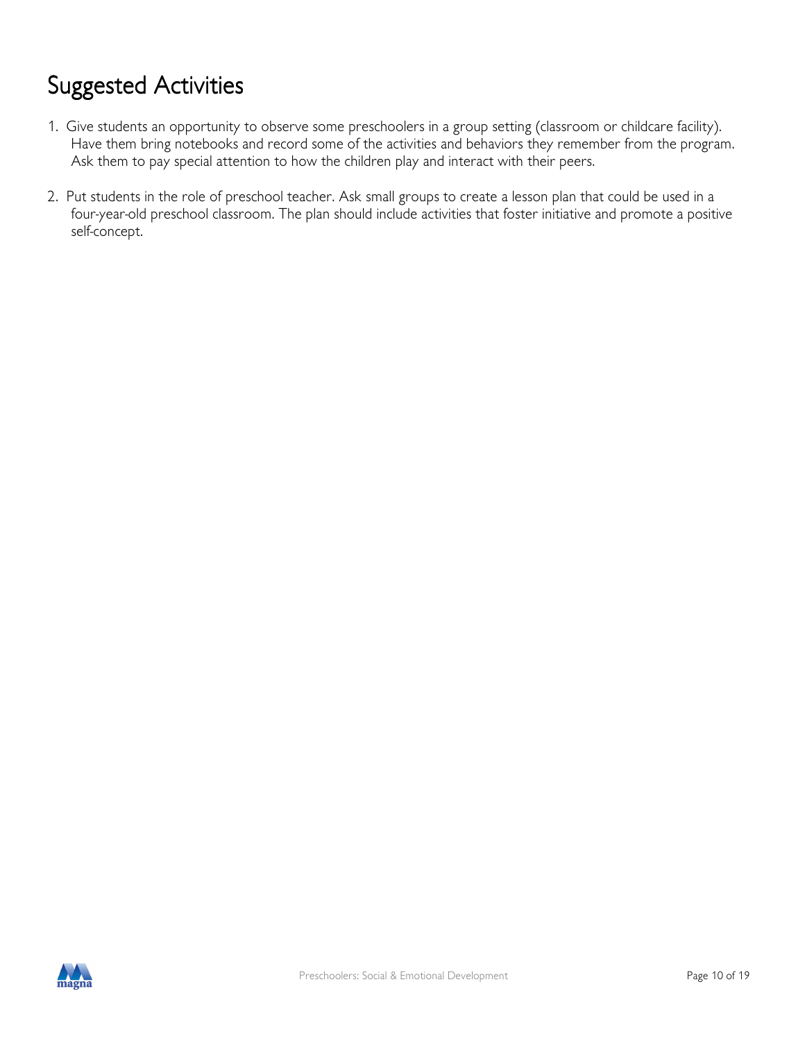# Suggested Activities

1. Give students an opportunity to observe some preschoolers in a group setting (classroom or childcare facility). Have them bring notebooks and record some of the activities and behaviors they remember from the program. Ask them to pay special attention to how the children play and interact with their peers.

2. Put students in the role of preschool teacher. Ask small groups to create a lesson plan that could be used in a four-year-old preschool classroom. The plan should include activities that foster initiative and promote a positive self-concept.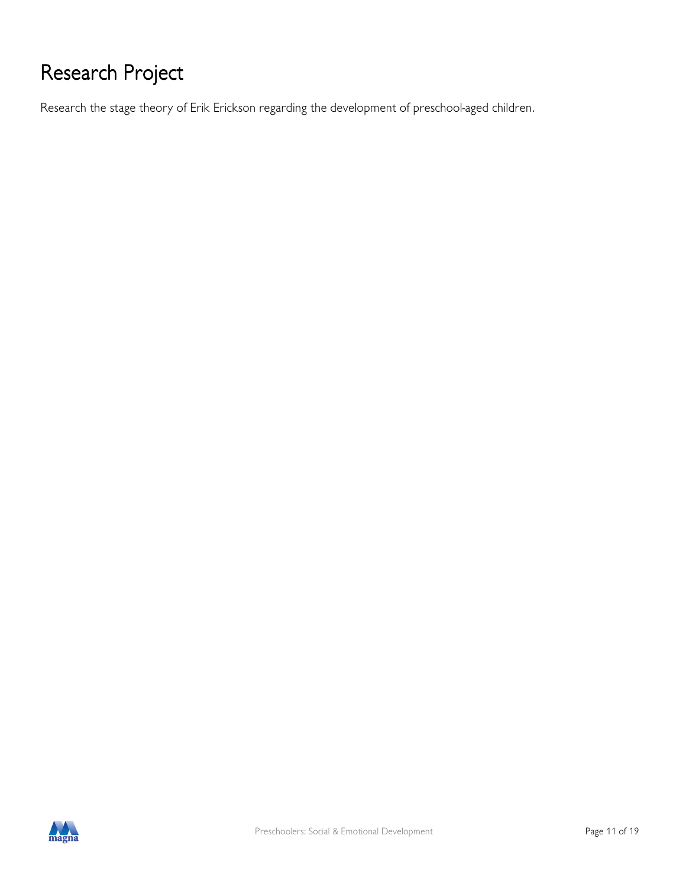# Research Project

Research the stage theory of Erik Erickson regarding the development of preschool-aged children.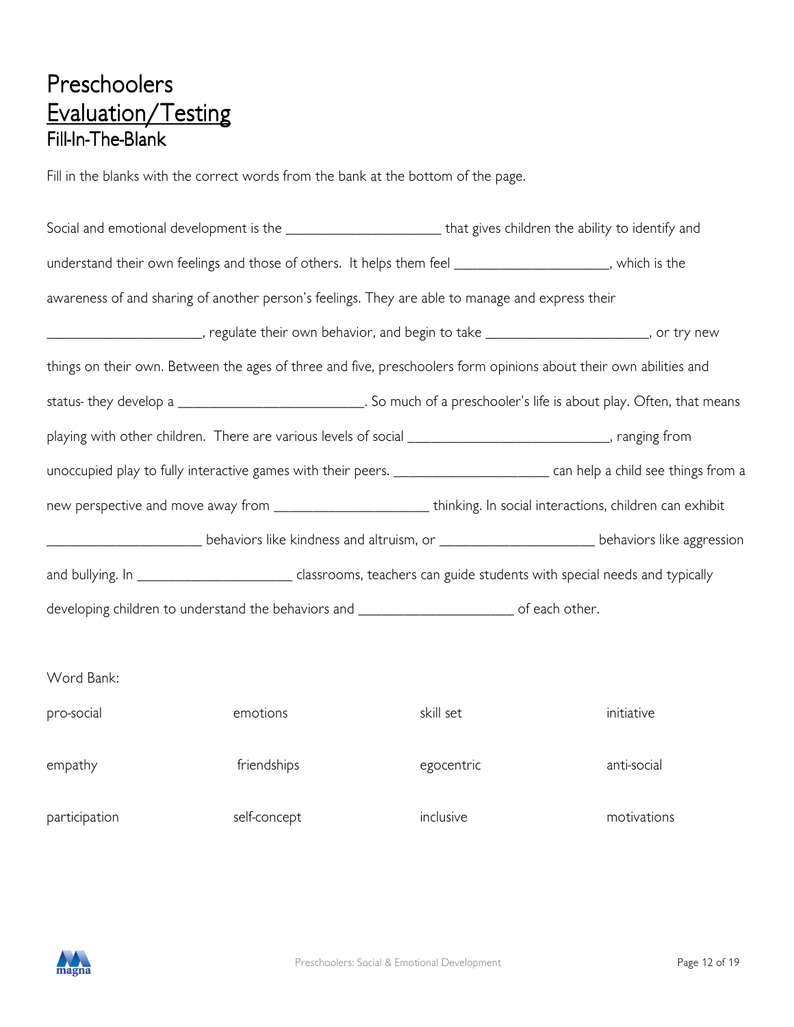# Preschoolers

## Evaluation/Testing

### Fill-In-The-Blank

Fill in the blanks with the correct words from the bank at the bottom of the page.

Social and emotional development is the ____________________ that gives children the ability to identify and understand their own feelings and those of others. It helps them feel ____________________, which is the awareness of and sharing of another person's feelings. They are able to manage and express their ____________________, regulate their own behavior, and begin to take ____________________, or try new things on their own. Between the ages of three and five, preschoolers form opinions about their own abilities and status- they develop a ________________________. So much of a preschooler's life is about play. Often, that means playing with other children. There are various levels of social __________________________, ranging from unoccupied play to fully interactive games with their peers. ____________________ can help a child see things from a new perspective and move away from ____________________ thinking. In social interactions, children can exhibit ____________________ behaviors like kindness and altruism, or ____________________ behaviors like aggression and bullying. In ____________________ classrooms, teachers can guide students with special needs and typically developing children to understand the behaviors and ____________________ of each other.

Word Bank:

| | | | |
|---|---|---|---|
| pro-social | emotions | skill set | initiative |
| empathy | friendships | egocentric | anti-social |
| participation | self-concept | inclusive | motivations |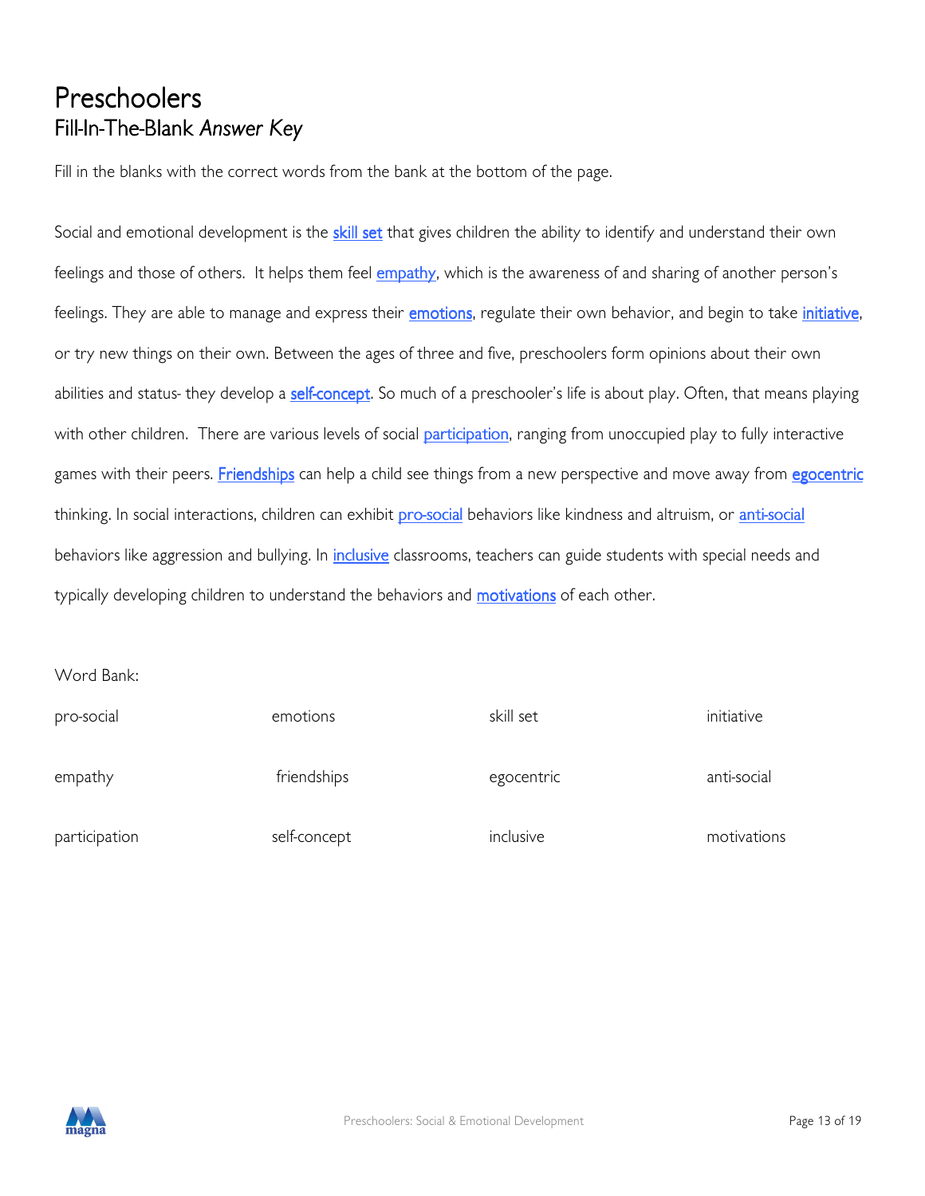# Preschoolers

## Fill-In-The-Blank *Answer Key*

Fill in the blanks with the correct words from the bank at the bottom of the page.

Social and emotional development is the skill set that gives children the ability to identify and understand their own feelings and those of others. It helps them feel empathy, which is the awareness of and sharing of another person's feelings. They are able to manage and express their emotions, regulate their own behavior, and begin to take initiative, or try new things on their own. Between the ages of three and five, preschoolers form opinions about their own abilities and status- they develop a self-concept. So much of a preschooler's life is about play. Often, that means playing with other children. There are various levels of social participation, ranging from unoccupied play to fully interactive games with their peers. Friendships can help a child see things from a new perspective and move away from egocentric thinking. In social interactions, children can exhibit pro-social behaviors like kindness and altruism, or anti-social behaviors like aggression and bullying. In inclusive classrooms, teachers can guide students with special needs and typically developing children to understand the behaviors and motivations of each other.

Word Bank:

| | | | |
|---|---|---|---|
| pro-social | emotions | skill set | initiative |
| empathy | friendships | egocentric | anti-social |
| participation | self-concept | inclusive | motivations |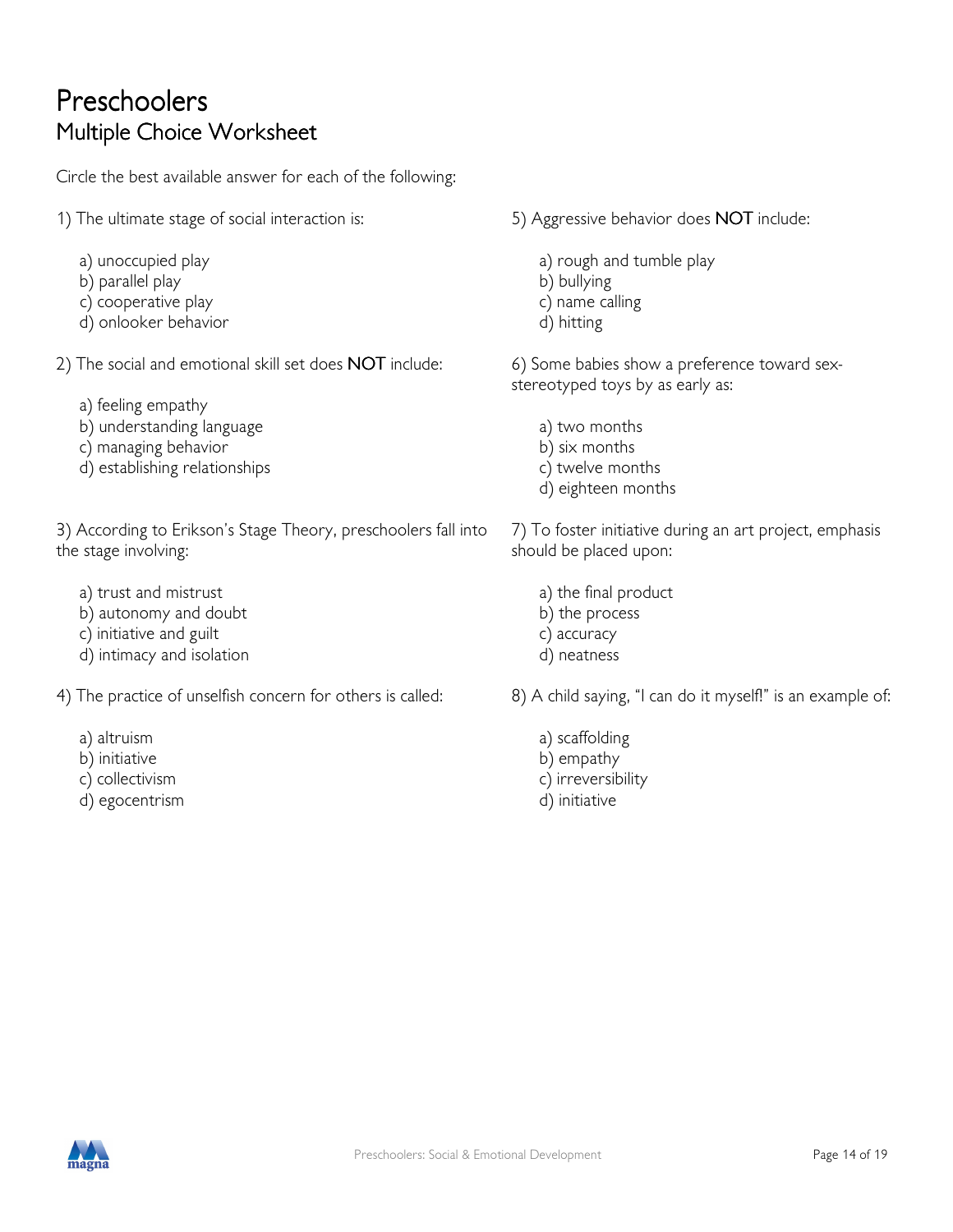# Preschoolers
## Multiple Choice Worksheet

Circle the best available answer for each of the following:

1) The ultimate stage of social interaction is:

   a) unoccupied play
   b) parallel play
   c) cooperative play
   d) onlooker behavior

2) The social and emotional skill set does **NOT** include:

   a) feeling empathy
   b) understanding language
   c) managing behavior
   d) establishing relationships

3) According to Erikson's Stage Theory, preschoolers fall into the stage involving:

   a) trust and mistrust
   b) autonomy and doubt
   c) initiative and guilt
   d) intimacy and isolation

4) The practice of unselfish concern for others is called:

   a) altruism
   b) initiative
   c) collectivism
   d) egocentrism

5) Aggressive behavior does **NOT** include:

   a) rough and tumble play
   b) bullying
   c) name calling
   d) hitting

6) Some babies show a preference toward sex-stereotyped toys by as early as:

   a) two months
   b) six months
   c) twelve months
   d) eighteen months

7) To foster initiative during an art project, emphasis should be placed upon:

   a) the final product
   b) the process
   c) accuracy
   d) neatness

8) A child saying, "I can do it myself!" is an example of:

   a) scaffolding
   b) empathy
   c) irreversibility
   d) initiative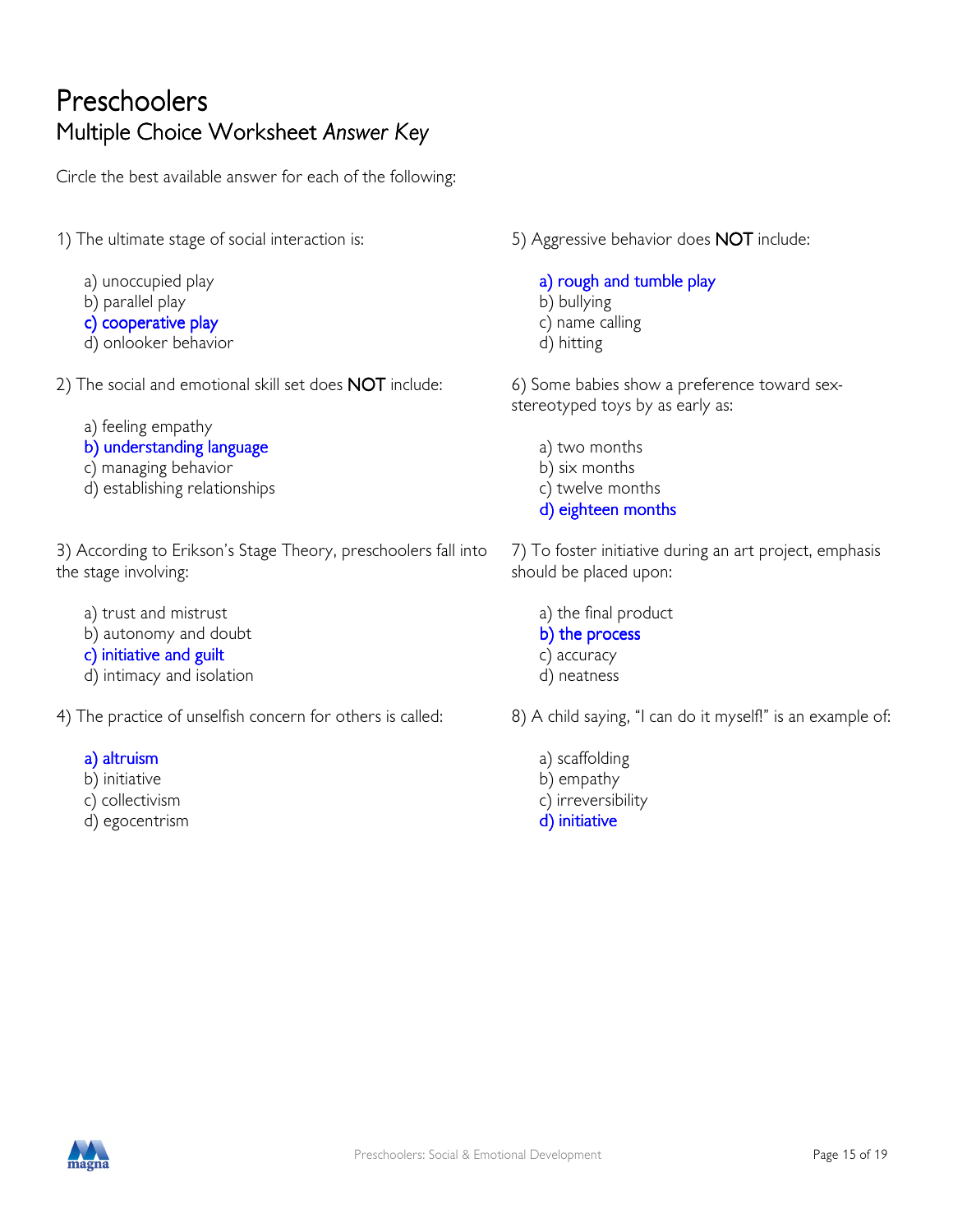# Preschoolers

## Multiple Choice Worksheet *Answer Key*

Circle the best available answer for each of the following:

1) The ultimate stage of social interaction is:

   a) unoccupied play
   b) parallel play
   c) cooperative play
   d) onlooker behavior

2) The social and emotional skill set does **NOT** include:

   a) feeling empathy
   b) understanding language
   c) managing behavior
   d) establishing relationships

3) According to Erikson's Stage Theory, preschoolers fall into the stage involving:

   a) trust and mistrust
   b) autonomy and doubt
   c) initiative and guilt
   d) intimacy and isolation

4) The practice of unselfish concern for others is called:

   a) altruism
   b) initiative
   c) collectivism
   d) egocentrism

5) Aggressive behavior does **NOT** include:

   a) rough and tumble play
   b) bullying
   c) name calling
   d) hitting

6) Some babies show a preference toward sex-stereotyped toys by as early as:

   a) two months
   b) six months
   c) twelve months
   d) eighteen months

7) To foster initiative during an art project, emphasis should be placed upon:

   a) the final product
   b) the process
   c) accuracy
   d) neatness

8) A child saying, "I can do it myself!" is an example of:

   a) scaffolding
   b) empathy
   c) irreversibility
   d) initiative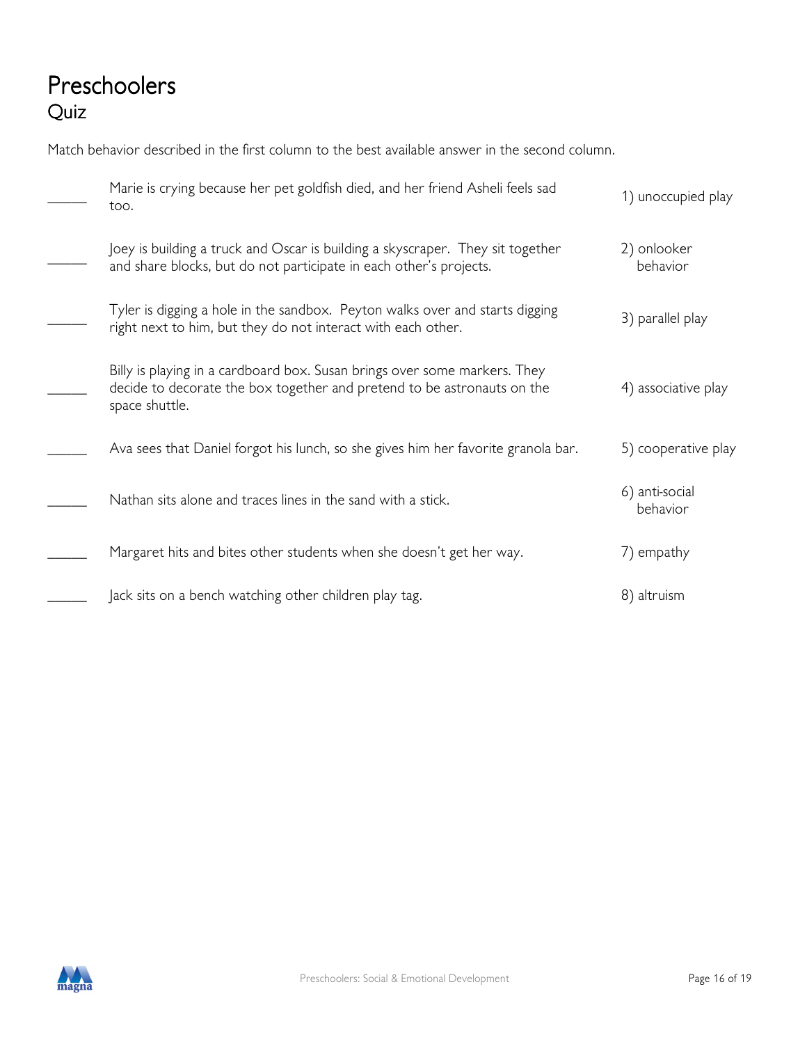# Preschoolers

## Quiz

Match behavior described in the first column to the best available answer in the second column.

| | Behavior | Answer |
|---|---|---|
| _____ | Marie is crying because her pet goldfish died, and her friend Asheli feels sad too. | 1) unoccupied play |
| _____ | Joey is building a truck and Oscar is building a skyscraper. They sit together and share blocks, but do not participate in each other's projects. | 2) onlooker behavior |
| _____ | Tyler is digging a hole in the sandbox. Peyton walks over and starts digging right next to him, but they do not interact with each other. | 3) parallel play |
| _____ | Billy is playing in a cardboard box. Susan brings over some markers. They decide to decorate the box together and pretend to be astronauts on the space shuttle. | 4) associative play |
| _____ | Ava sees that Daniel forgot his lunch, so she gives him her favorite granola bar. | 5) cooperative play |
| _____ | Nathan sits alone and traces lines in the sand with a stick. | 6) anti-social behavior |
| _____ | Margaret hits and bites other students when she doesn't get her way. | 7) empathy |
| _____ | Jack sits on a bench watching other children play tag. | 8) altruism |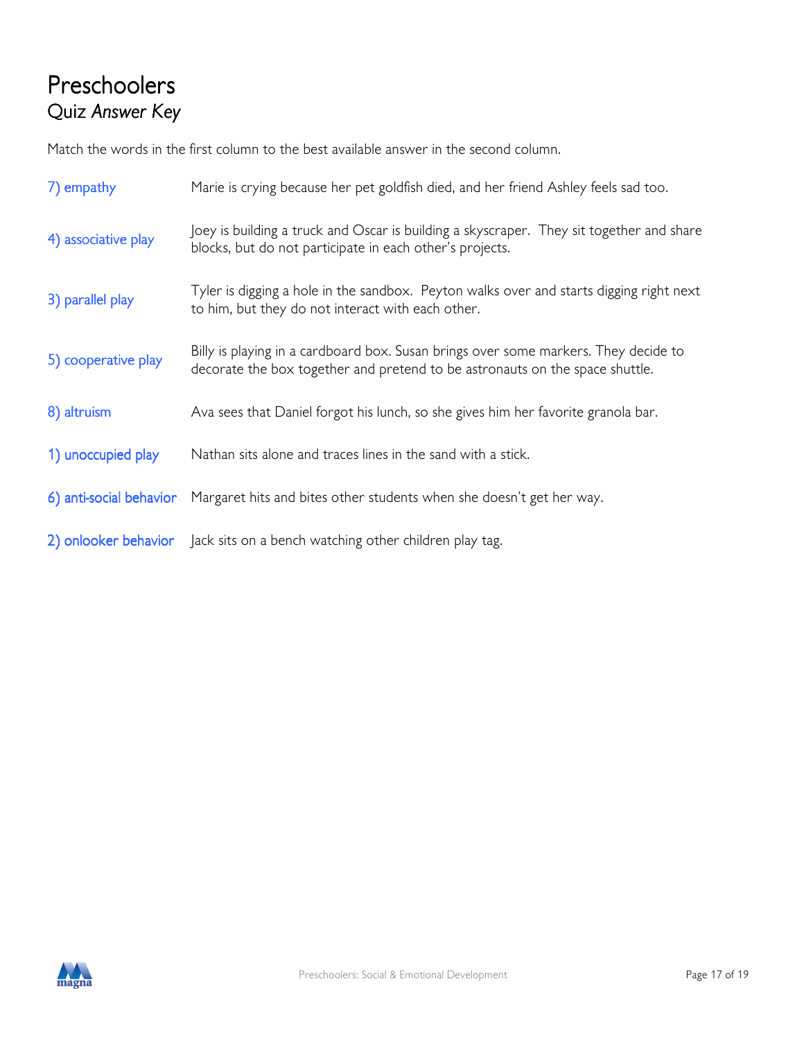# Preschoolers

## Quiz *Answer Key*

Match the words in the first column to the best available answer in the second column.

| | |
|---|---|
| 7) empathy | Marie is crying because her pet goldfish died, and her friend Ashley feels sad too. |
| 4) associative play | Joey is building a truck and Oscar is building a skyscraper. They sit together and share blocks, but do not participate in each other's projects. |
| 3) parallel play | Tyler is digging a hole in the sandbox. Peyton walks over and starts digging right next to him, but they do not interact with each other. |
| 5) cooperative play | Billy is playing in a cardboard box. Susan brings over some markers. They decide to decorate the box together and pretend to be astronauts on the space shuttle. |
| 8) altruism | Ava sees that Daniel forgot his lunch, so she gives him her favorite granola bar. |
| 1) unoccupied play | Nathan sits alone and traces lines in the sand with a stick. |
| 6) anti-social behavior | Margaret hits and bites other students when she doesn't get her way. |
| 2) onlooker behavior | Jack sits on a bench watching other children play tag. |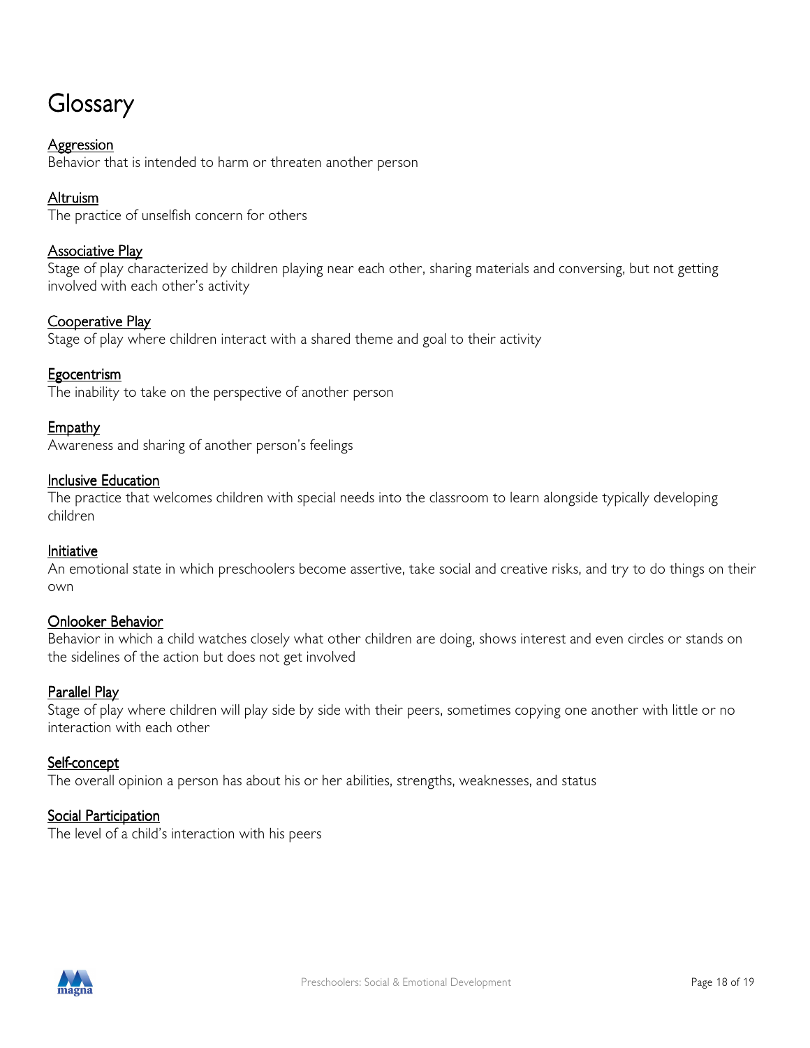# Glossary

**Aggression**
Behavior that is intended to harm or threaten another person

**Altruism**
The practice of unselfish concern for others

**Associative Play**
Stage of play characterized by children playing near each other, sharing materials and conversing, but not getting involved with each other's activity

**Cooperative Play**
Stage of play where children interact with a shared theme and goal to their activity

**Egocentrism**
The inability to take on the perspective of another person

**Empathy**
Awareness and sharing of another person's feelings

**Inclusive Education**
The practice that welcomes children with special needs into the classroom to learn alongside typically developing children

**Initiative**
An emotional state in which preschoolers become assertive, take social and creative risks, and try to do things on their own

**Onlooker Behavior**
Behavior in which a child watches closely what other children are doing, shows interest and even circles or stands on the sidelines of the action but does not get involved

**Parallel Play**
Stage of play where children will play side by side with their peers, sometimes copying one another with little or no interaction with each other

**Self-concept**
The overall opinion a person has about his or her abilities, strengths, weaknesses, and status

**Social Participation**
The level of a child's interaction with his peers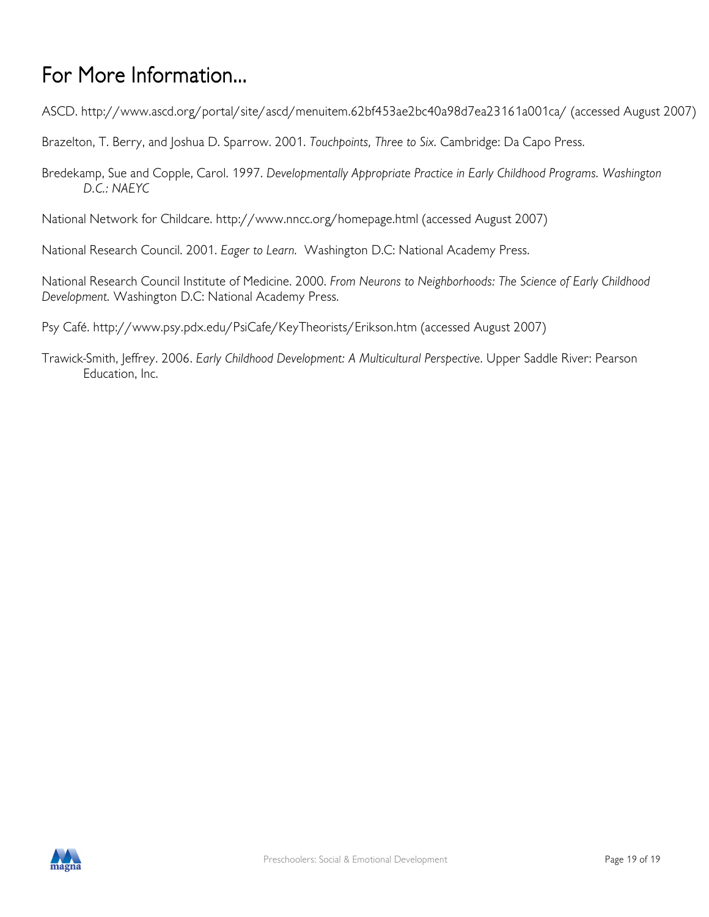# For More Information…

ASCD. http://www.ascd.org/portal/site/ascd/menuitem.62bf453ae2bc40a98d7ea23161a001ca/ (accessed August 2007)

Brazelton, T. Berry, and Joshua D. Sparrow. 2001. *Touchpoints, Three to Six.* Cambridge: Da Capo Press.

Bredekamp, Sue and Copple, Carol. 1997. *Developmentally Appropriate Practice in Early Childhood Programs. Washington D.C.: NAEYC*

National Network for Childcare. http://www.nncc.org/homepage.html (accessed August 2007)

National Research Council. 2001. *Eager to Learn.* Washington D.C: National Academy Press.

National Research Council Institute of Medicine. 2000. *From Neurons to Neighborhoods: The Science of Early Childhood Development.* Washington D.C: National Academy Press.

Psy Café. http://www.psy.pdx.edu/PsiCafe/KeyTheorists/Erikson.htm (accessed August 2007)

Trawick-Smith, Jeffrey. 2006. *Early Childhood Development: A Multicultural Perspective*. Upper Saddle River: Pearson Education, Inc.